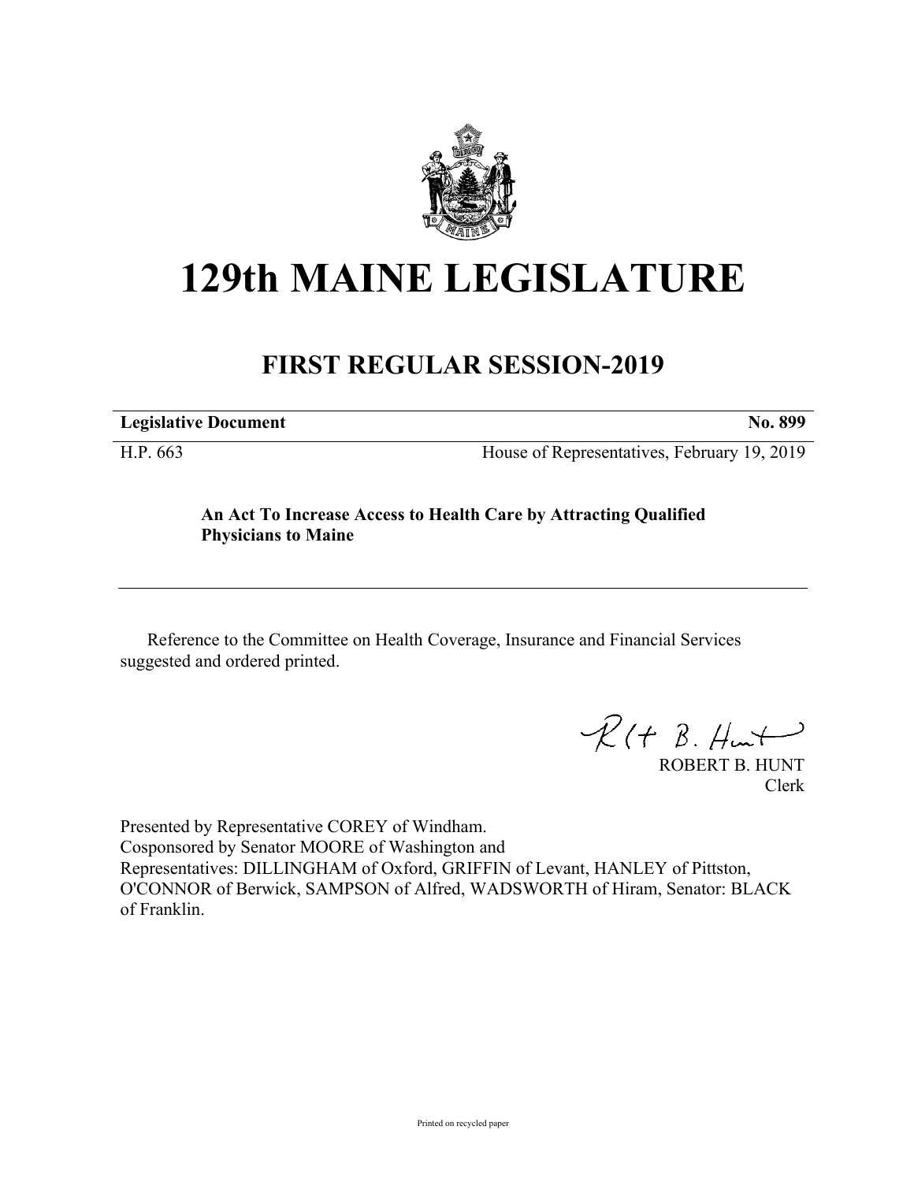# 129th MAINE LEGISLATURE

## FIRST REGULAR SESSION-2019

**Legislative Document** **No. 899**

H.P. 663 House of Representatives, February 19, 2019

**An Act To Increase Access to Health Care by Attracting Qualified Physicians to Maine**

Reference to the Committee on Health Coverage, Insurance and Financial Services suggested and ordered printed.

ROBERT B. HUNT
Clerk

Presented by Representative COREY of Windham.
Cosponsored by Senator MOORE of Washington and
Representatives: DILLINGHAM of Oxford, GRIFFIN of Levant, HANLEY of Pittston, O'CONNOR of Berwick, SAMPSON of Alfred, WADSWORTH of Hiram, Senator: BLACK of Franklin.

Printed on recycled paper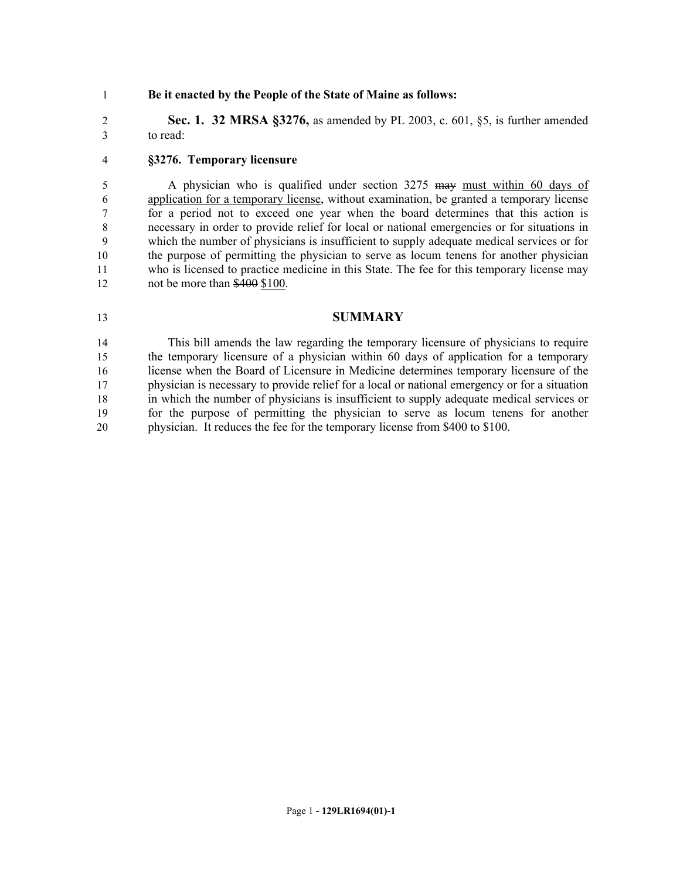**Be it enacted by the People of the State of Maine as follows:**

**Sec. 1. 32 MRSA §3276,** as amended by PL 2003, c. 601, §5, is further amended to read:

**§3276. Temporary licensure**

A physician who is qualified under section 3275 ~~may~~ must within 60 days of application for a temporary license, without examination, be granted a temporary license for a period not to exceed one year when the board determines that this action is necessary in order to provide relief for local or national emergencies or for situations in which the number of physicians is insufficient to supply adequate medical services or for the purpose of permitting the physician to serve as locum tenens for another physician who is licensed to practice medicine in this State. The fee for this temporary license may not be more than ~~$400~~ $100.

## SUMMARY

This bill amends the law regarding the temporary licensure of physicians to require the temporary licensure of a physician within 60 days of application for a temporary license when the Board of Licensure in Medicine determines temporary licensure of the physician is necessary to provide relief for a local or national emergency or for a situation in which the number of physicians is insufficient to supply adequate medical services or for the purpose of permitting the physician to serve as locum tenens for another physician. It reduces the fee for the temporary license from $400 to $100.